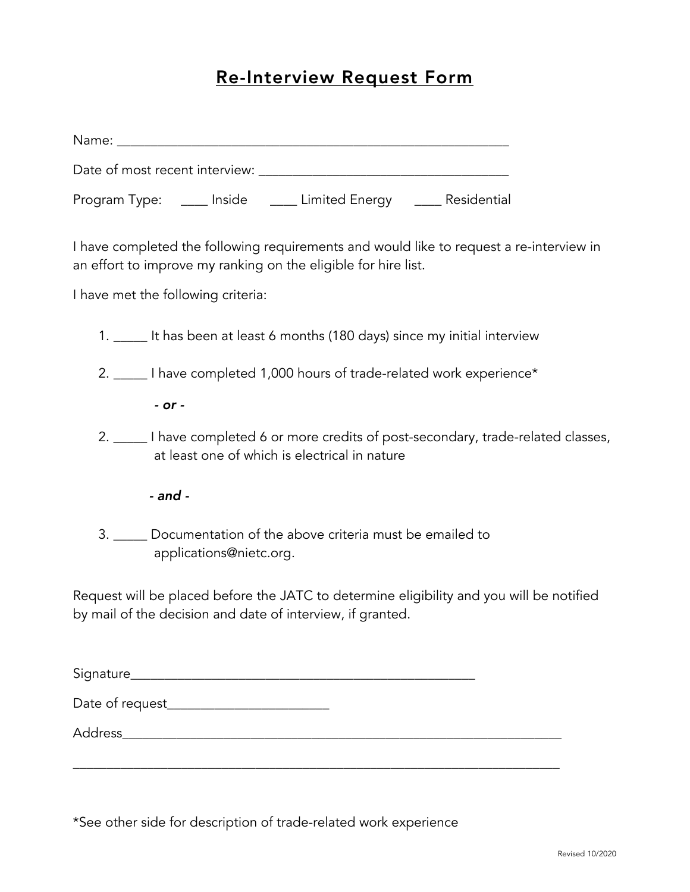# Re-Interview Request Form

Name: ___________________________________________________________

Date of most recent interview: ____________________________________

Program Type: ____ Inside ____ Limited Energy ____ Residential

I have completed the following requirements and would like to request a re-interview in an effort to improve my ranking on the eligible for hire list.

I have met the following criteria:

1. _____ It has been at least 6 months (180 days) since my initial interview

2. _____ I have completed 1,000 hours of trade-related work experience*

   *- or -*

2. _____ I have completed 6 or more credits of post-secondary, trade-related classes, at least one of which is electrical in nature

   ***- and -***

3. _____ Documentation of the above criteria must be emailed to applications@nietc.org.

Request will be placed before the JATC to determine eligibility and you will be notified by mail of the decision and date of interview, if granted.

Signature___________________________________________________

Date of request_______________________

Address_____________________________________________________________

___________________________________________________________________

*See other side for description of trade-related work experience

Revised 10/2020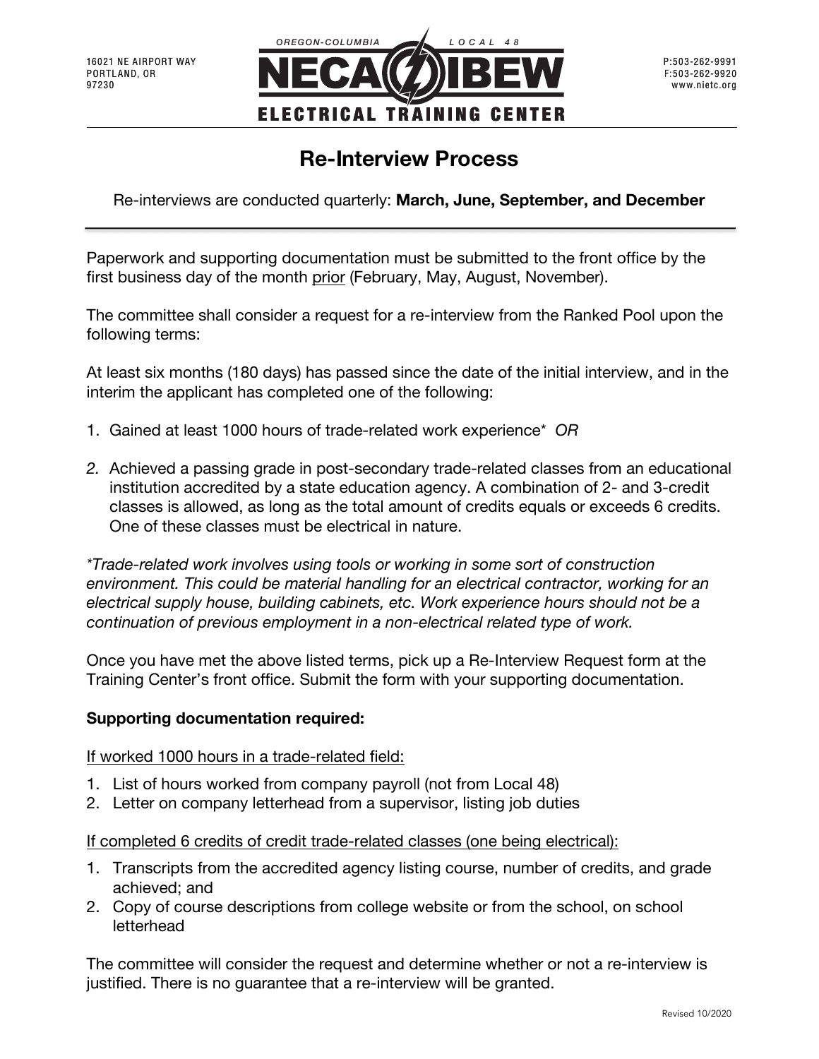16021 NE AIRPORT WAY
PORTLAND, OR
97230

OREGON-COLUMBIA LOCAL 48
NECA IBEW
ELECTRICAL TRAINING CENTER

P:503-262-9991
F:503-262-9920
www.nietc.org

# Re-Interview Process

Re-interviews are conducted quarterly: **March, June, September, and December**

---

Paperwork and supporting documentation must be submitted to the front office by the first business day of the month prior (February, May, August, November).

The committee shall consider a request for a re-interview from the Ranked Pool upon the following terms:

At least six months (180 days) has passed since the date of the initial interview, and in the interim the applicant has completed one of the following:

1. Gained at least 1000 hours of trade-related work experience* *OR*
2. Achieved a passing grade in post-secondary trade-related classes from an educational institution accredited by a state education agency. A combination of 2- and 3-credit classes is allowed, as long as the total amount of credits equals or exceeds 6 credits. One of these classes must be electrical in nature.

*\*Trade-related work involves using tools or working in some sort of construction environment. This could be material handling for an electrical contractor, working for an electrical supply house, building cabinets, etc. Work experience hours should not be a continuation of previous employment in a non-electrical related type of work.*

Once you have met the above listed terms, pick up a Re-Interview Request form at the Training Center's front office. Submit the form with your supporting documentation.

**Supporting documentation required:**

If worked 1000 hours in a trade-related field:

1. List of hours worked from company payroll (not from Local 48)
2. Letter on company letterhead from a supervisor, listing job duties

If completed 6 credits of credit trade-related classes (one being electrical):

1. Transcripts from the accredited agency listing course, number of credits, and grade achieved; and
2. Copy of course descriptions from college website or from the school, on school letterhead

The committee will consider the request and determine whether or not a re-interview is justified. There is no guarantee that a re-interview will be granted.

Revised 10/2020